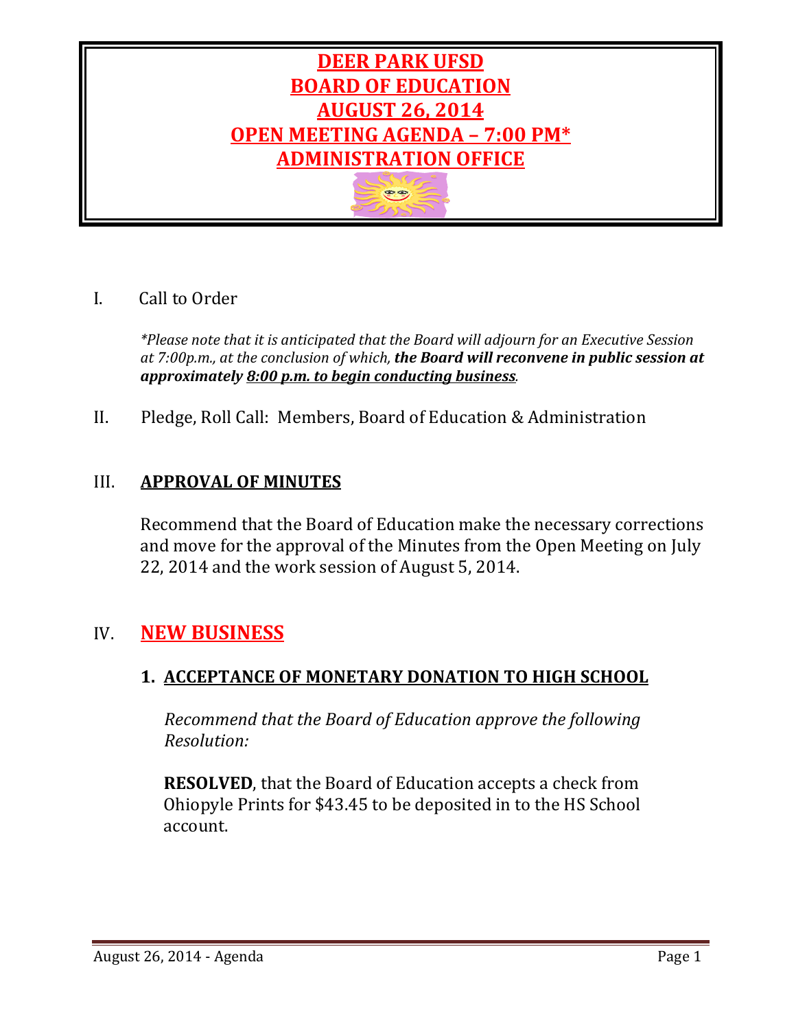# DEER PARK UFSD
# BOARD OF EDUCATION
# AUGUST 26, 2014
# OPEN MEETING AGENDA – 7:00 PM*
# ADMINISTRATION OFFICE

I. Call to Order

*\*Please note that it is anticipated that the Board will adjourn for an Executive Session at 7:00p.m., at the conclusion of which,* ***the Board will reconvene in public session at approximately 8:00 p.m. to begin conducting business****.*

II. Pledge, Roll Call: Members, Board of Education & Administration

## III. APPROVAL OF MINUTES

Recommend that the Board of Education make the necessary corrections and move for the approval of the Minutes from the Open Meeting on July 22, 2014 and the work session of August 5, 2014.

## IV. NEW BUSINESS

### 1. ACCEPTANCE OF MONETARY DONATION TO HIGH SCHOOL

*Recommend that the Board of Education approve the following Resolution:*

**RESOLVED**, that the Board of Education accepts a check from Ohiopyle Prints for $43.45 to be deposited in to the HS School account.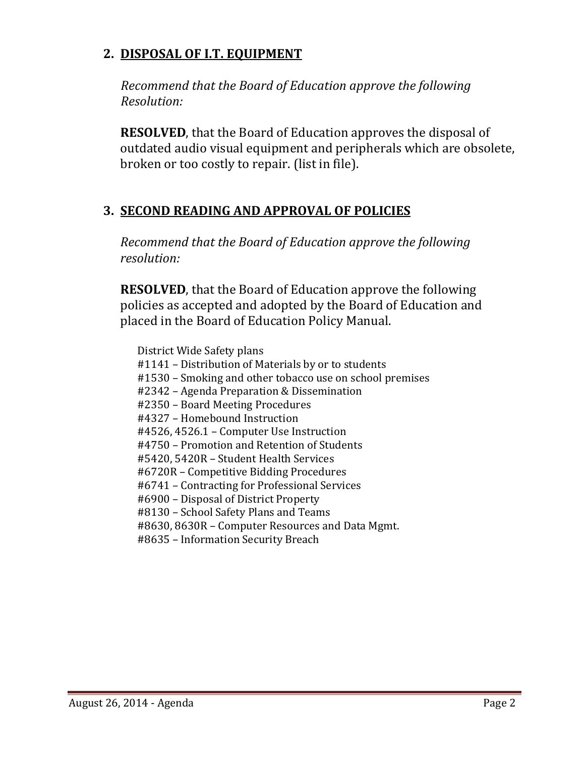## 2. DISPOSAL OF I.T. EQUIPMENT

*Recommend that the Board of Education approve the following Resolution:*

**RESOLVED**, that the Board of Education approves the disposal of outdated audio visual equipment and peripherals which are obsolete, broken or too costly to repair. (list in file).

## 3. SECOND READING AND APPROVAL OF POLICIES

*Recommend that the Board of Education approve the following resolution:*

**RESOLVED**, that the Board of Education approve the following policies as accepted and adopted by the Board of Education and placed in the Board of Education Policy Manual.

District Wide Safety plans
#1141 – Distribution of Materials by or to students
#1530 – Smoking and other tobacco use on school premises
#2342 – Agenda Preparation & Dissemination
#2350 – Board Meeting Procedures
#4327 – Homebound Instruction
#4526, 4526.1 – Computer Use Instruction
#4750 – Promotion and Retention of Students
#5420, 5420R – Student Health Services
#6720R – Competitive Bidding Procedures
#6741 – Contracting for Professional Services
#6900 – Disposal of District Property
#8130 – School Safety Plans and Teams
#8630, 8630R – Computer Resources and Data Mgmt.
#8635 – Information Security Breach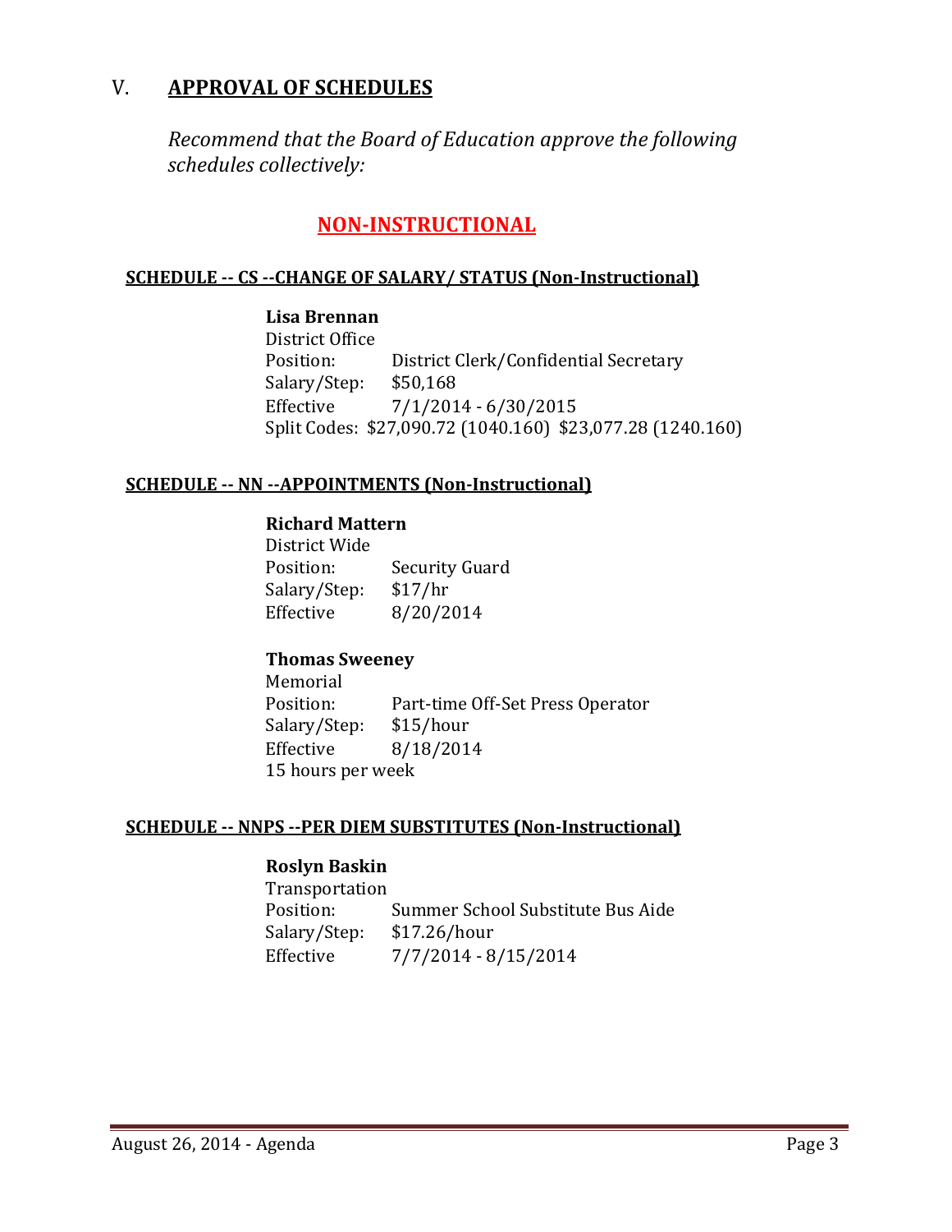## V. APPROVAL OF SCHEDULES

*Recommend that the Board of Education approve the following schedules collectively:*

### NON-INSTRUCTIONAL

**SCHEDULE -- CS --CHANGE OF SALARY/ STATUS (Non-Instructional)**

**Lisa Brennan**
District Office
Position: District Clerk/Confidential Secretary
Salary/Step: $50,168
Effective 7/1/2014 - 6/30/2015
Split Codes: $27,090.72 (1040.160) $23,077.28 (1240.160)

**SCHEDULE -- NN --APPOINTMENTS (Non-Instructional)**

**Richard Mattern**
District Wide
Position: Security Guard
Salary/Step: $17/hr
Effective 8/20/2014

**Thomas Sweeney**
Memorial
Position: Part-time Off-Set Press Operator
Salary/Step: $15/hour
Effective 8/18/2014
15 hours per week

**SCHEDULE -- NNPS --PER DIEM SUBSTITUTES (Non-Instructional)**

**Roslyn Baskin**
Transportation
Position: Summer School Substitute Bus Aide
Salary/Step: $17.26/hour
Effective 7/7/2014 - 8/15/2014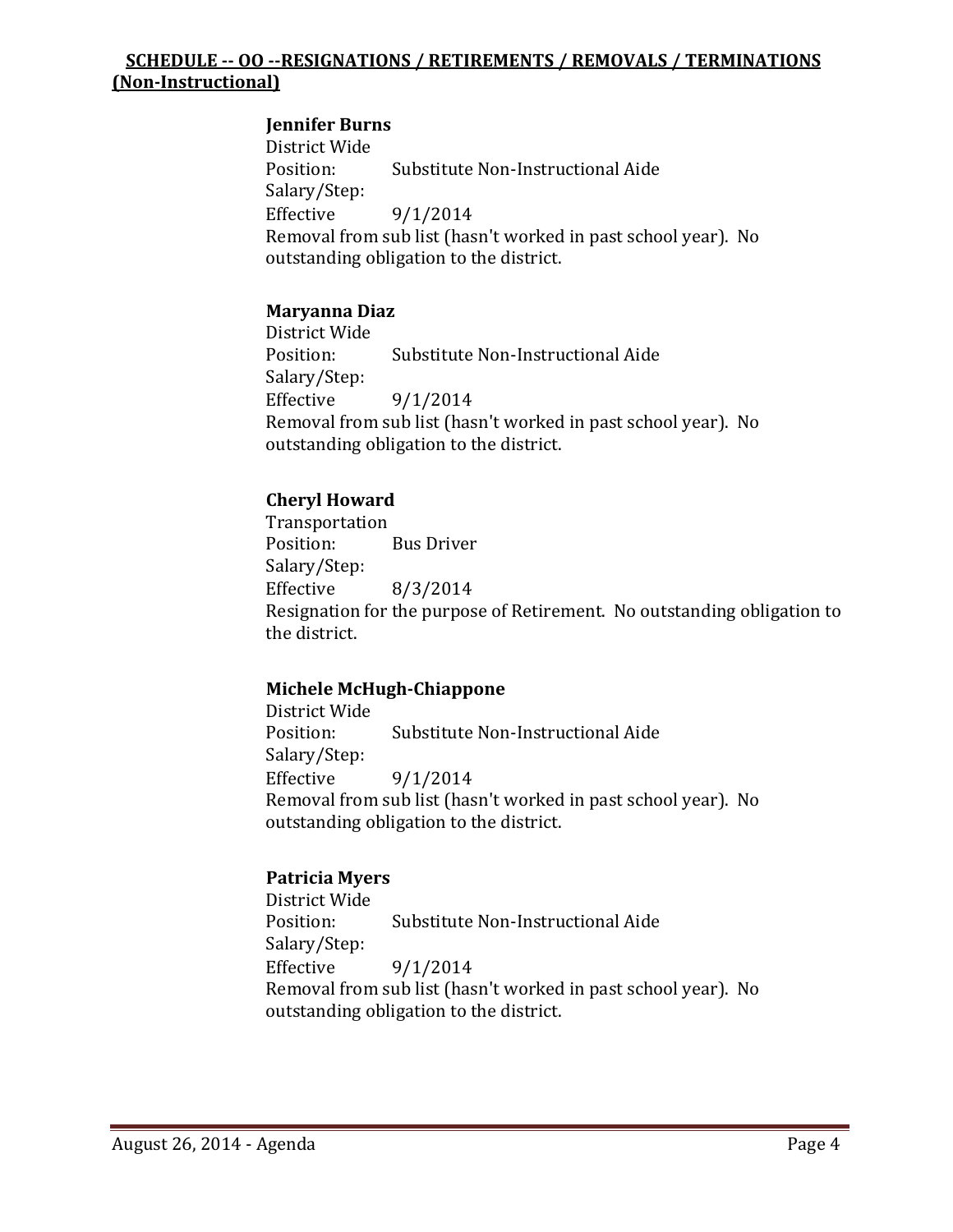## SCHEDULE -- OO --RESIGNATIONS / RETIREMENTS / REMOVALS / TERMINATIONS (Non-Instructional)

**Jennifer Burns**
District Wide
Position: Substitute Non-Instructional Aide
Salary/Step:
Effective 9/1/2014
Removal from sub list (hasn't worked in past school year). No outstanding obligation to the district.

**Maryanna Diaz**
District Wide
Position: Substitute Non-Instructional Aide
Salary/Step:
Effective 9/1/2014
Removal from sub list (hasn't worked in past school year). No outstanding obligation to the district.

**Cheryl Howard**
Transportation
Position: Bus Driver
Salary/Step:
Effective 8/3/2014
Resignation for the purpose of Retirement. No outstanding obligation to the district.

**Michele McHugh-Chiappone**
District Wide
Position: Substitute Non-Instructional Aide
Salary/Step:
Effective 9/1/2014
Removal from sub list (hasn't worked in past school year). No outstanding obligation to the district.

**Patricia Myers**
District Wide
Position: Substitute Non-Instructional Aide
Salary/Step:
Effective 9/1/2014
Removal from sub list (hasn't worked in past school year). No outstanding obligation to the district.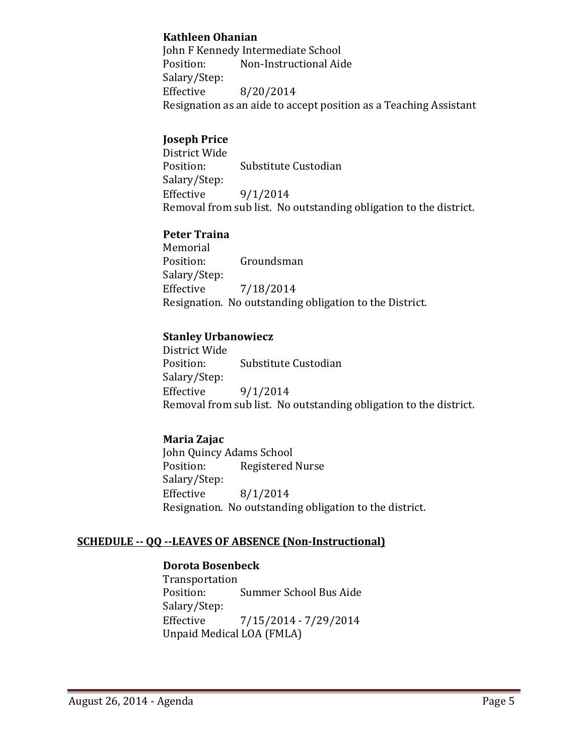**Kathleen Ohanian**
John F Kennedy Intermediate School
Position: Non-Instructional Aide
Salary/Step:
Effective 8/20/2014
Resignation as an aide to accept position as a Teaching Assistant

**Joseph Price**
District Wide
Position: Substitute Custodian
Salary/Step:
Effective 9/1/2014
Removal from sub list. No outstanding obligation to the district.

**Peter Traina**
Memorial
Position: Groundsman
Salary/Step:
Effective 7/18/2014
Resignation. No outstanding obligation to the District.

**Stanley Urbanowiecz**
District Wide
Position: Substitute Custodian
Salary/Step:
Effective 9/1/2014
Removal from sub list. No outstanding obligation to the district.

**Maria Zajac**
John Quincy Adams School
Position: Registered Nurse
Salary/Step:
Effective 8/1/2014
Resignation. No outstanding obligation to the district.

## SCHEDULE -- QQ --LEAVES OF ABSENCE (Non-Instructional)

**Dorota Bosenbeck**
Transportation
Position: Summer School Bus Aide
Salary/Step:
Effective 7/15/2014 - 7/29/2014
Unpaid Medical LOA (FMLA)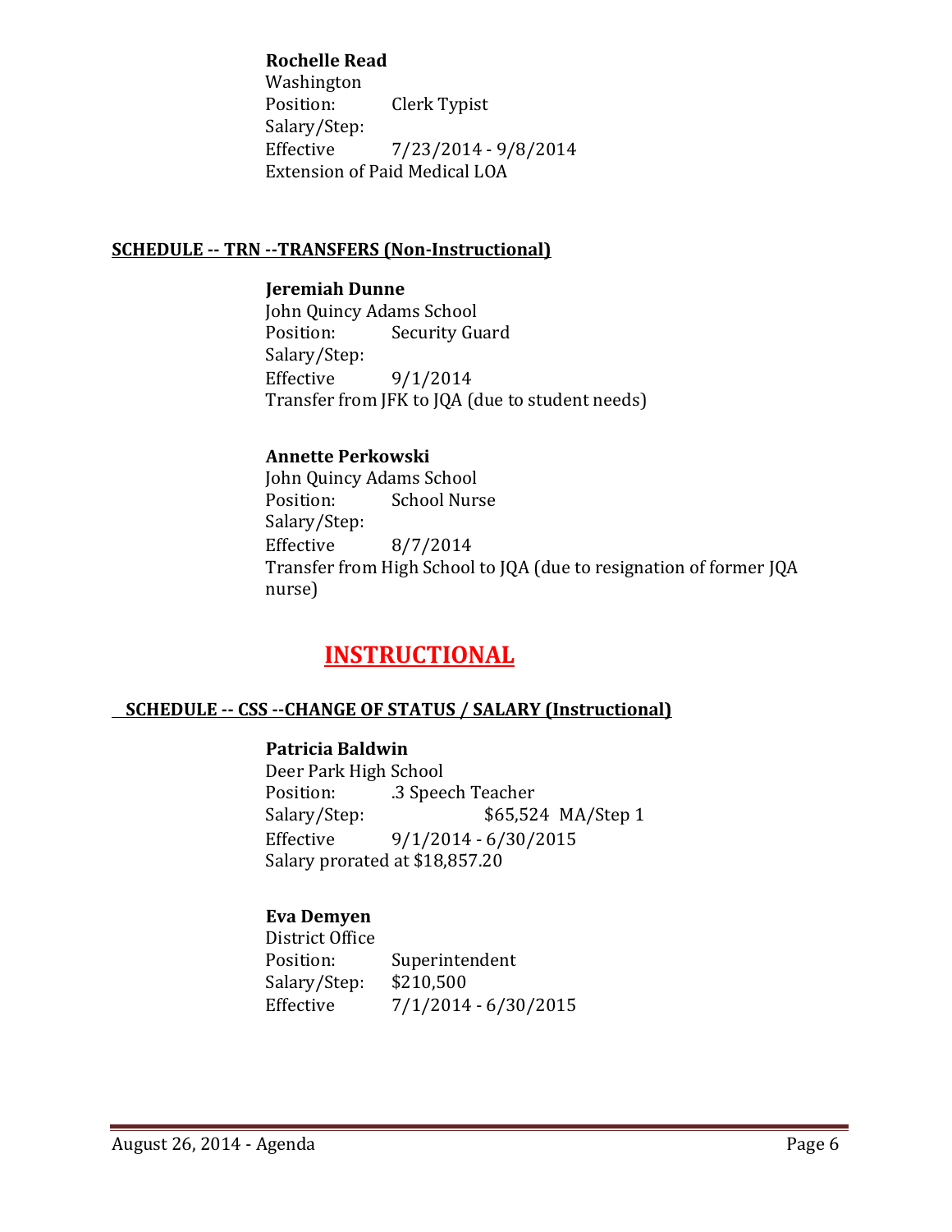**Rochelle Read**
Washington
Position: Clerk Typist
Salary/Step:
Effective 7/23/2014 - 9/8/2014
Extension of Paid Medical LOA

## SCHEDULE -- TRN --TRANSFERS (Non-Instructional)

**Jeremiah Dunne**
John Quincy Adams School
Position: Security Guard
Salary/Step:
Effective 9/1/2014
Transfer from JFK to JQA (due to student needs)

**Annette Perkowski**
John Quincy Adams School
Position: School Nurse
Salary/Step:
Effective 8/7/2014
Transfer from High School to JQA (due to resignation of former JQA nurse)

# INSTRUCTIONAL

## SCHEDULE -- CSS --CHANGE OF STATUS / SALARY (Instructional)

**Patricia Baldwin**
Deer Park High School
Position: .3 Speech Teacher
Salary/Step: $65,524 MA/Step 1
Effective 9/1/2014 - 6/30/2015
Salary prorated at $18,857.20

**Eva Demyen**
District Office
Position: Superintendent
Salary/Step: $210,500
Effective 7/1/2014 - 6/30/2015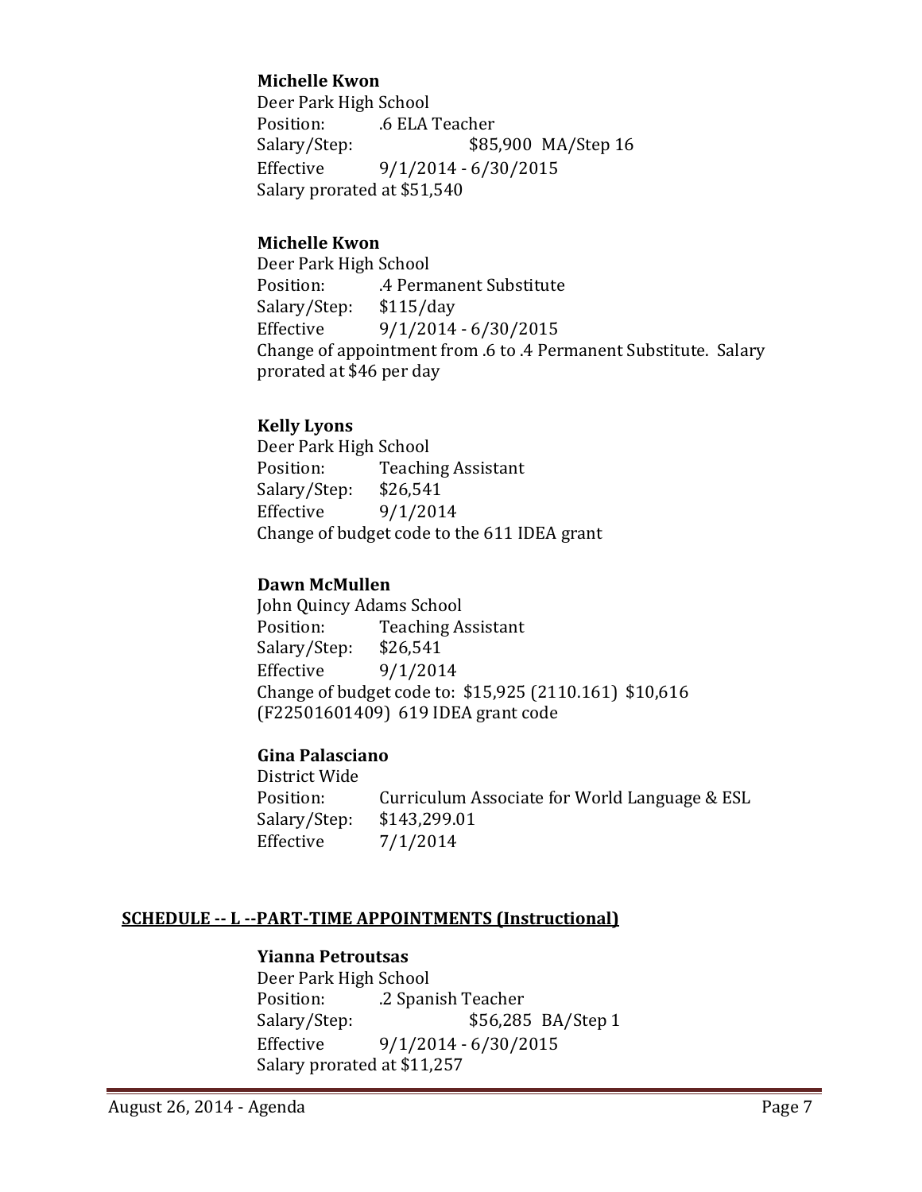**Michelle Kwon**
Deer Park High School
Position: .6 ELA Teacher
Salary/Step: $85,900 MA/Step 16
Effective 9/1/2014 - 6/30/2015
Salary prorated at $51,540

**Michelle Kwon**
Deer Park High School
Position: .4 Permanent Substitute
Salary/Step: $115/day
Effective 9/1/2014 - 6/30/2015
Change of appointment from .6 to .4 Permanent Substitute. Salary prorated at $46 per day

**Kelly Lyons**
Deer Park High School
Position: Teaching Assistant
Salary/Step: $26,541
Effective 9/1/2014
Change of budget code to the 611 IDEA grant

**Dawn McMullen**
John Quincy Adams School
Position: Teaching Assistant
Salary/Step: $26,541
Effective 9/1/2014
Change of budget code to: $15,925 (2110.161) $10,616 (F22501601409) 619 IDEA grant code

**Gina Palasciano**
District Wide
Position: Curriculum Associate for World Language & ESL
Salary/Step: $143,299.01
Effective 7/1/2014

## SCHEDULE -- L --PART-TIME APPOINTMENTS (Instructional)

**Yianna Petroutsas**
Deer Park High School
Position: .2 Spanish Teacher
Salary/Step: $56,285 BA/Step 1
Effective 9/1/2014 - 6/30/2015
Salary prorated at $11,257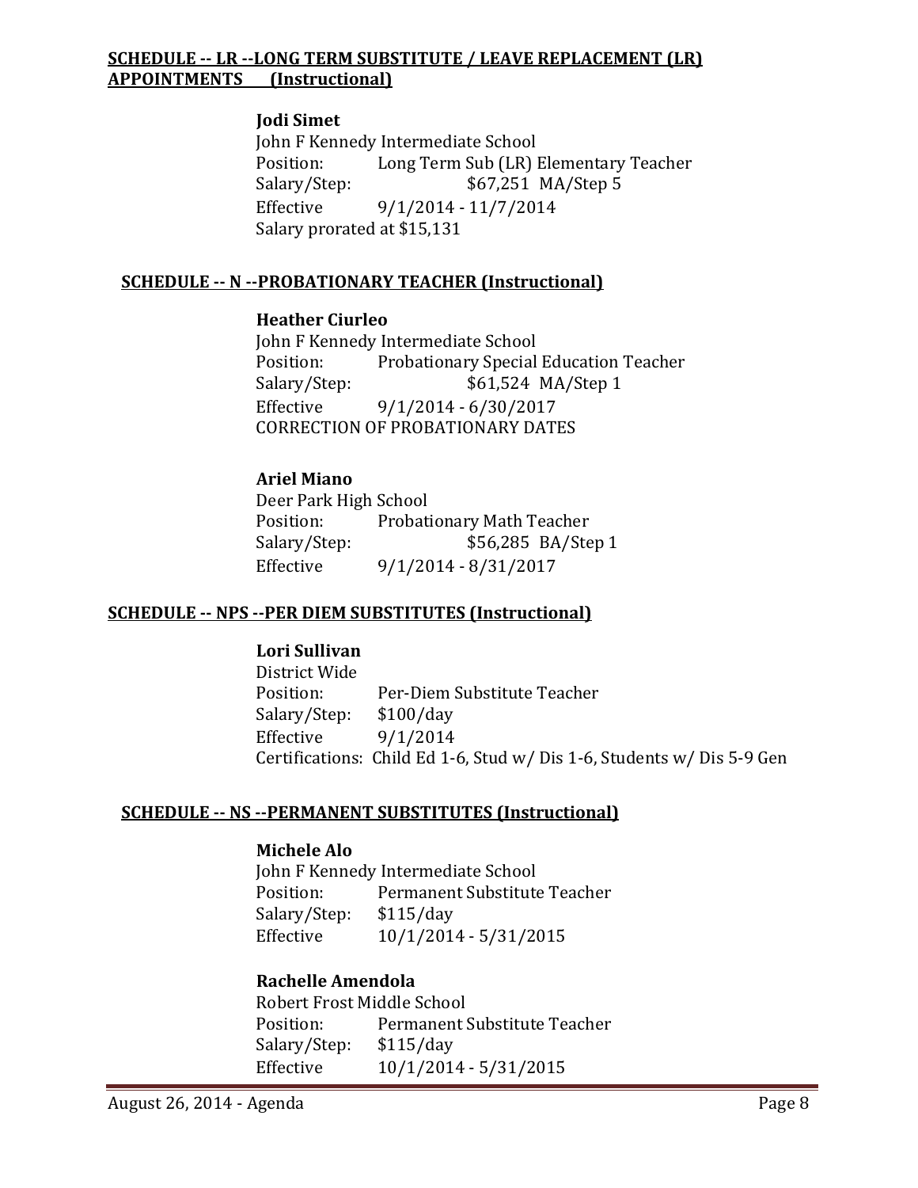**SCHEDULE -- LR --LONG TERM SUBSTITUTE / LEAVE REPLACEMENT (LR) APPOINTMENTS (Instructional)**

**Jodi Simet**
John F Kennedy Intermediate School
Position: Long Term Sub (LR) Elementary Teacher
Salary/Step: $67,251 MA/Step 5
Effective 9/1/2014 - 11/7/2014
Salary prorated at $15,131

**SCHEDULE -- N --PROBATIONARY TEACHER (Instructional)**

**Heather Ciurleo**
John F Kennedy Intermediate School
Position: Probationary Special Education Teacher
Salary/Step: $61,524 MA/Step 1
Effective 9/1/2014 - 6/30/2017
CORRECTION OF PROBATIONARY DATES

**Ariel Miano**
Deer Park High School
Position: Probationary Math Teacher
Salary/Step: $56,285 BA/Step 1
Effective 9/1/2014 - 8/31/2017

**SCHEDULE -- NPS --PER DIEM SUBSTITUTES (Instructional)**

**Lori Sullivan**
District Wide
Position: Per-Diem Substitute Teacher
Salary/Step: $100/day
Effective 9/1/2014
Certifications: Child Ed 1-6, Stud w/ Dis 1-6, Students w/ Dis 5-9 Gen

**SCHEDULE -- NS --PERMANENT SUBSTITUTES (Instructional)**

**Michele Alo**
John F Kennedy Intermediate School
Position: Permanent Substitute Teacher
Salary/Step: $115/day
Effective 10/1/2014 - 5/31/2015

**Rachelle Amendola**
Robert Frost Middle School
Position: Permanent Substitute Teacher
Salary/Step: $115/day
Effective 10/1/2014 - 5/31/2015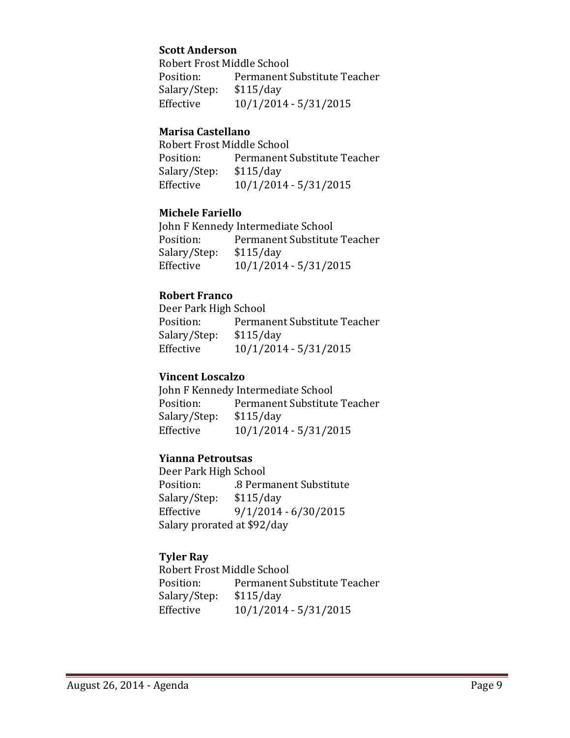**Scott Anderson**

Robert Frost Middle School
Position: Permanent Substitute Teacher
Salary/Step: $115/day
Effective 10/1/2014 - 5/31/2015

**Marisa Castellano**

Robert Frost Middle School
Position: Permanent Substitute Teacher
Salary/Step: $115/day
Effective 10/1/2014 - 5/31/2015

**Michele Fariello**

John F Kennedy Intermediate School
Position: Permanent Substitute Teacher
Salary/Step: $115/day
Effective 10/1/2014 - 5/31/2015

**Robert Franco**

Deer Park High School
Position: Permanent Substitute Teacher
Salary/Step: $115/day
Effective 10/1/2014 - 5/31/2015

**Vincent Loscalzo**

John F Kennedy Intermediate School
Position: Permanent Substitute Teacher
Salary/Step: $115/day
Effective 10/1/2014 - 5/31/2015

**Yianna Petroutsas**

Deer Park High School
Position: .8 Permanent Substitute
Salary/Step: $115/day
Effective 9/1/2014 - 6/30/2015
Salary prorated at $92/day

**Tyler Ray**

Robert Frost Middle School
Position: Permanent Substitute Teacher
Salary/Step: $115/day
Effective 10/1/2014 - 5/31/2015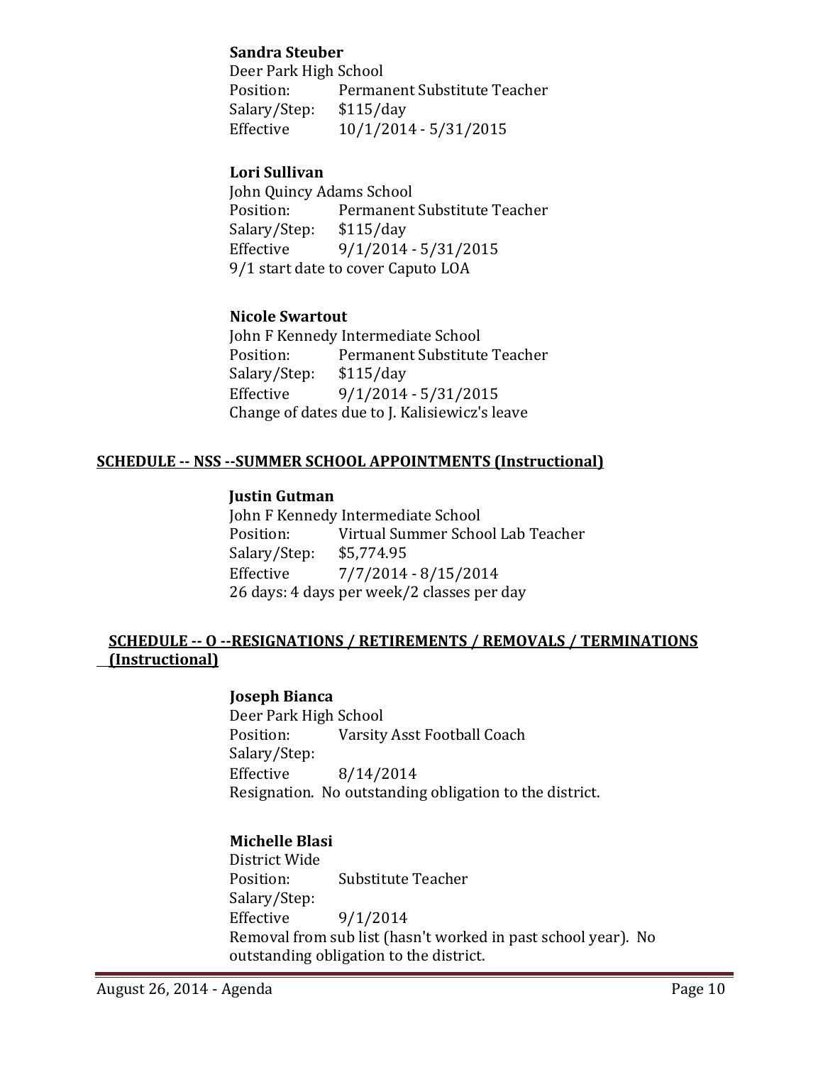**Sandra Steuber**
Deer Park High School
Position: Permanent Substitute Teacher
Salary/Step: $115/day
Effective 10/1/2014 - 5/31/2015

**Lori Sullivan**
John Quincy Adams School
Position: Permanent Substitute Teacher
Salary/Step: $115/day
Effective 9/1/2014 - 5/31/2015
9/1 start date to cover Caputo LOA

**Nicole Swartout**
John F Kennedy Intermediate School
Position: Permanent Substitute Teacher
Salary/Step: $115/day
Effective 9/1/2014 - 5/31/2015
Change of dates due to J. Kalisiewicz's leave

## SCHEDULE -- NSS --SUMMER SCHOOL APPOINTMENTS (Instructional)

**Justin Gutman**
John F Kennedy Intermediate School
Position: Virtual Summer School Lab Teacher
Salary/Step: $5,774.95
Effective 7/7/2014 - 8/15/2014
26 days: 4 days per week/2 classes per day

## SCHEDULE -- O --RESIGNATIONS / RETIREMENTS / REMOVALS / TERMINATIONS (Instructional)

**Joseph Bianca**
Deer Park High School
Position: Varsity Asst Football Coach
Salary/Step:
Effective 8/14/2014
Resignation. No outstanding obligation to the district.

**Michelle Blasi**
District Wide
Position: Substitute Teacher
Salary/Step:
Effective 9/1/2014
Removal from sub list (hasn't worked in past school year). No outstanding obligation to the district.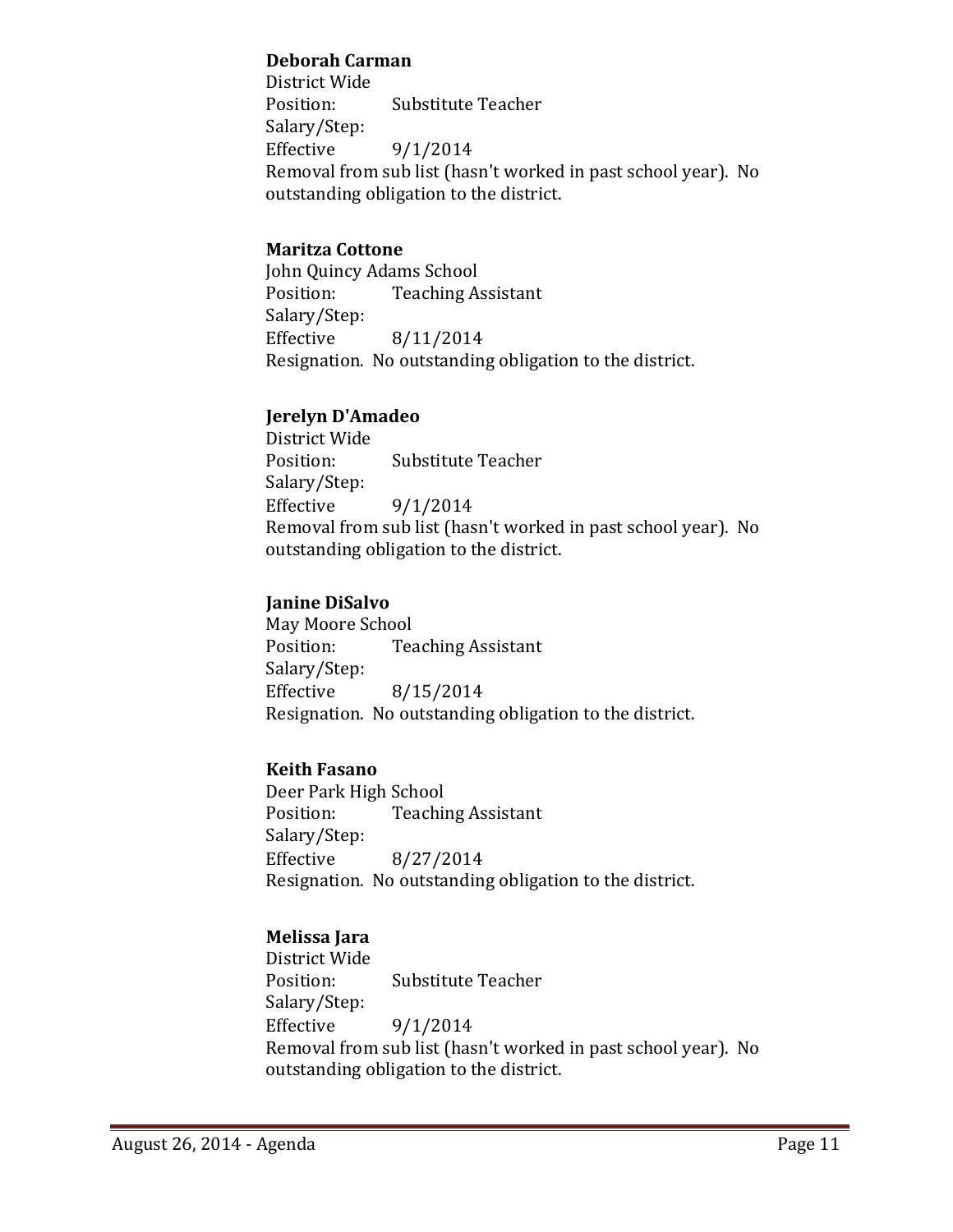**Deborah Carman**
District Wide
Position: Substitute Teacher
Salary/Step:
Effective 9/1/2014
Removal from sub list (hasn't worked in past school year). No outstanding obligation to the district.

**Maritza Cottone**
John Quincy Adams School
Position: Teaching Assistant
Salary/Step:
Effective 8/11/2014
Resignation. No outstanding obligation to the district.

**Jerelyn D'Amadeo**
District Wide
Position: Substitute Teacher
Salary/Step:
Effective 9/1/2014
Removal from sub list (hasn't worked in past school year). No outstanding obligation to the district.

**Janine DiSalvo**
May Moore School
Position: Teaching Assistant
Salary/Step:
Effective 8/15/2014
Resignation. No outstanding obligation to the district.

**Keith Fasano**
Deer Park High School
Position: Teaching Assistant
Salary/Step:
Effective 8/27/2014
Resignation. No outstanding obligation to the district.

**Melissa Jara**
District Wide
Position: Substitute Teacher
Salary/Step:
Effective 9/1/2014
Removal from sub list (hasn't worked in past school year). No outstanding obligation to the district.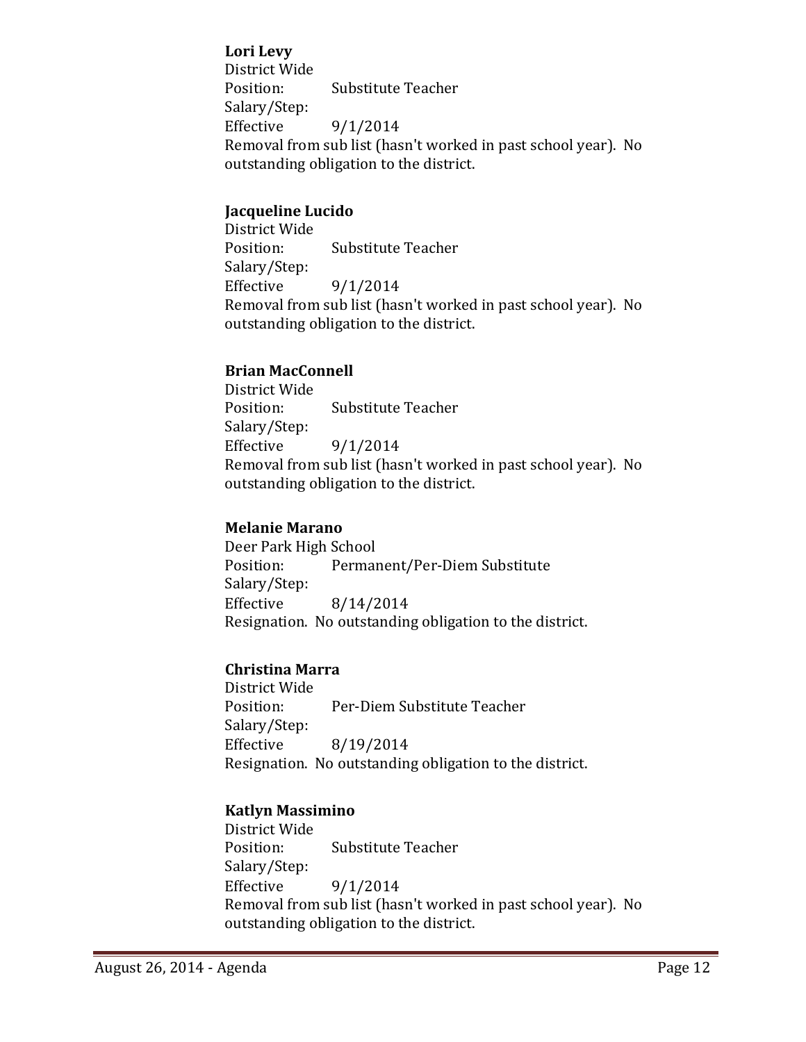**Lori Levy**
District Wide
Position: Substitute Teacher
Salary/Step:
Effective 9/1/2014
Removal from sub list (hasn't worked in past school year). No outstanding obligation to the district.

**Jacqueline Lucido**
District Wide
Position: Substitute Teacher
Salary/Step:
Effective 9/1/2014
Removal from sub list (hasn't worked in past school year). No outstanding obligation to the district.

**Brian MacConnell**
District Wide
Position: Substitute Teacher
Salary/Step:
Effective 9/1/2014
Removal from sub list (hasn't worked in past school year). No outstanding obligation to the district.

**Melanie Marano**
Deer Park High School
Position: Permanent/Per-Diem Substitute
Salary/Step:
Effective 8/14/2014
Resignation. No outstanding obligation to the district.

**Christina Marra**
District Wide
Position: Per-Diem Substitute Teacher
Salary/Step:
Effective 8/19/2014
Resignation. No outstanding obligation to the district.

**Katlyn Massimino**
District Wide
Position: Substitute Teacher
Salary/Step:
Effective 9/1/2014
Removal from sub list (hasn't worked in past school year). No outstanding obligation to the district.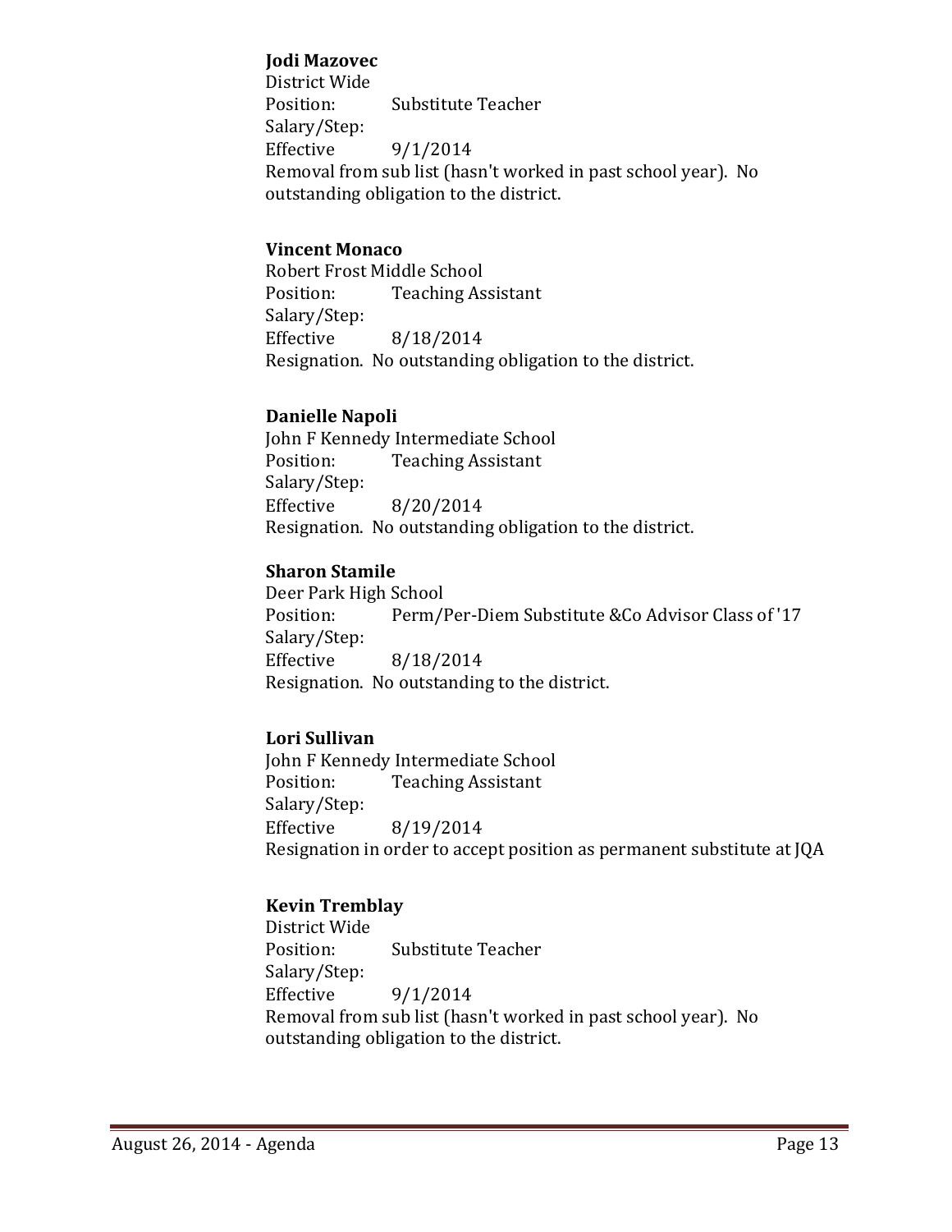**Jodi Mazovec**
District Wide
Position: Substitute Teacher
Salary/Step:
Effective 9/1/2014
Removal from sub list (hasn't worked in past school year). No outstanding obligation to the district.

**Vincent Monaco**
Robert Frost Middle School
Position: Teaching Assistant
Salary/Step:
Effective 8/18/2014
Resignation. No outstanding obligation to the district.

**Danielle Napoli**
John F Kennedy Intermediate School
Position: Teaching Assistant
Salary/Step:
Effective 8/20/2014
Resignation. No outstanding obligation to the district.

**Sharon Stamile**
Deer Park High School
Position: Perm/Per-Diem Substitute &Co Advisor Class of '17
Salary/Step:
Effective 8/18/2014
Resignation. No outstanding to the district.

**Lori Sullivan**
John F Kennedy Intermediate School
Position: Teaching Assistant
Salary/Step:
Effective 8/19/2014
Resignation in order to accept position as permanent substitute at JQA

**Kevin Tremblay**
District Wide
Position: Substitute Teacher
Salary/Step:
Effective 9/1/2014
Removal from sub list (hasn't worked in past school year). No outstanding obligation to the district.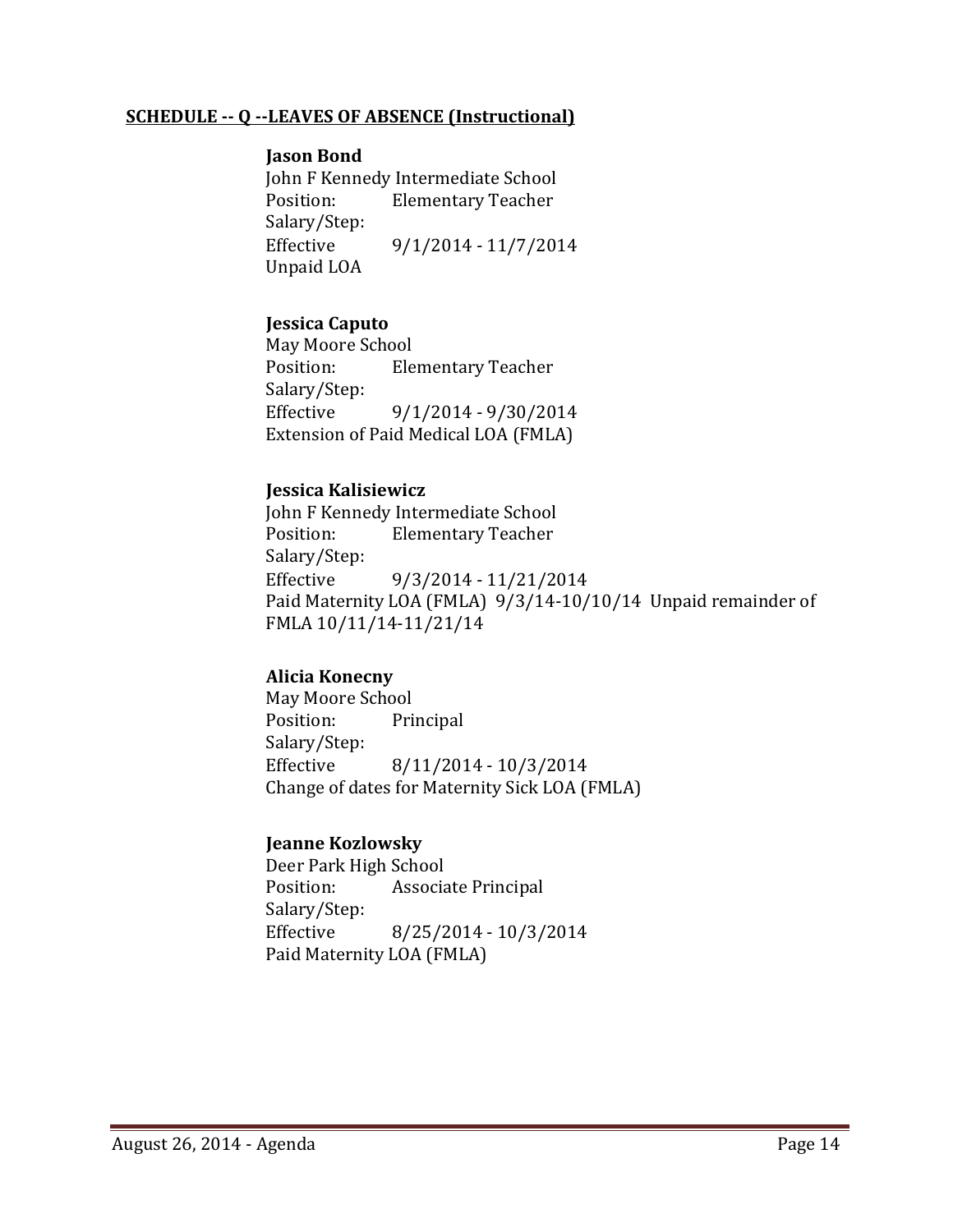## SCHEDULE -- Q --LEAVES OF ABSENCE (Instructional)

**Jason Bond**
John F Kennedy Intermediate School
Position: Elementary Teacher
Salary/Step:
Effective 9/1/2014 - 11/7/2014
Unpaid LOA

**Jessica Caputo**
May Moore School
Position: Elementary Teacher
Salary/Step:
Effective 9/1/2014 - 9/30/2014
Extension of Paid Medical LOA (FMLA)

**Jessica Kalisiewicz**
John F Kennedy Intermediate School
Position: Elementary Teacher
Salary/Step:
Effective 9/3/2014 - 11/21/2014
Paid Maternity LOA (FMLA) 9/3/14-10/10/14 Unpaid remainder of FMLA 10/11/14-11/21/14

**Alicia Konecny**
May Moore School
Position: Principal
Salary/Step:
Effective 8/11/2014 - 10/3/2014
Change of dates for Maternity Sick LOA (FMLA)

**Jeanne Kozlowsky**
Deer Park High School
Position: Associate Principal
Salary/Step:
Effective 8/25/2014 - 10/3/2014
Paid Maternity LOA (FMLA)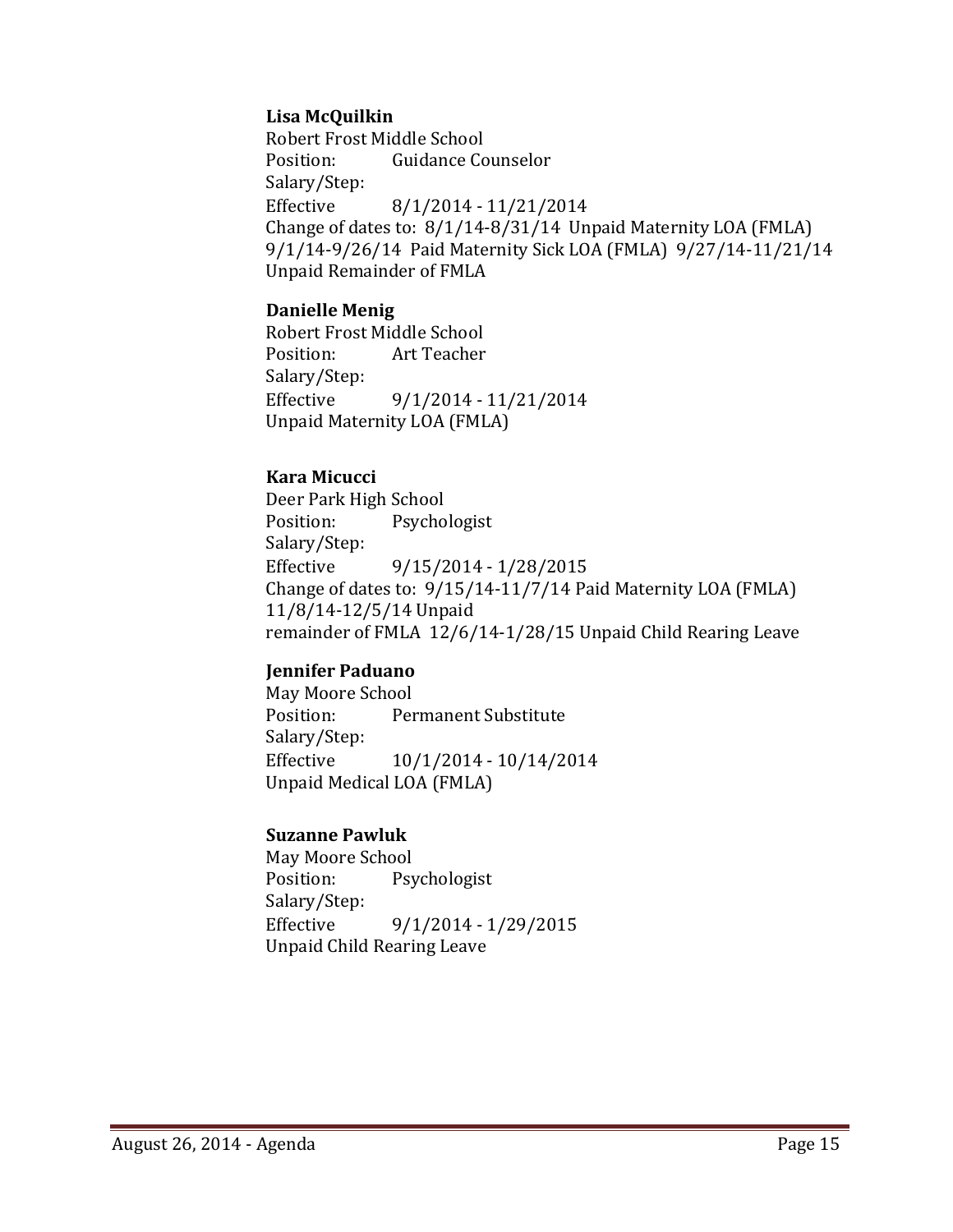**Lisa McQuilkin**
Robert Frost Middle School
Position: Guidance Counselor
Salary/Step:
Effective 8/1/2014 - 11/21/2014
Change of dates to: 8/1/14-8/31/14 Unpaid Maternity LOA (FMLA) 9/1/14-9/26/14 Paid Maternity Sick LOA (FMLA) 9/27/14-11/21/14 Unpaid Remainder of FMLA

**Danielle Menig**
Robert Frost Middle School
Position: Art Teacher
Salary/Step:
Effective 9/1/2014 - 11/21/2014
Unpaid Maternity LOA (FMLA)

**Kara Micucci**
Deer Park High School
Position: Psychologist
Salary/Step:
Effective 9/15/2014 - 1/28/2015
Change of dates to: 9/15/14-11/7/14 Paid Maternity LOA (FMLA) 11/8/14-12/5/14 Unpaid remainder of FMLA 12/6/14-1/28/15 Unpaid Child Rearing Leave

**Jennifer Paduano**
May Moore School
Position: Permanent Substitute
Salary/Step:
Effective 10/1/2014 - 10/14/2014
Unpaid Medical LOA (FMLA)

**Suzanne Pawluk**
May Moore School
Position: Psychologist
Salary/Step:
Effective 9/1/2014 - 1/29/2015
Unpaid Child Rearing Leave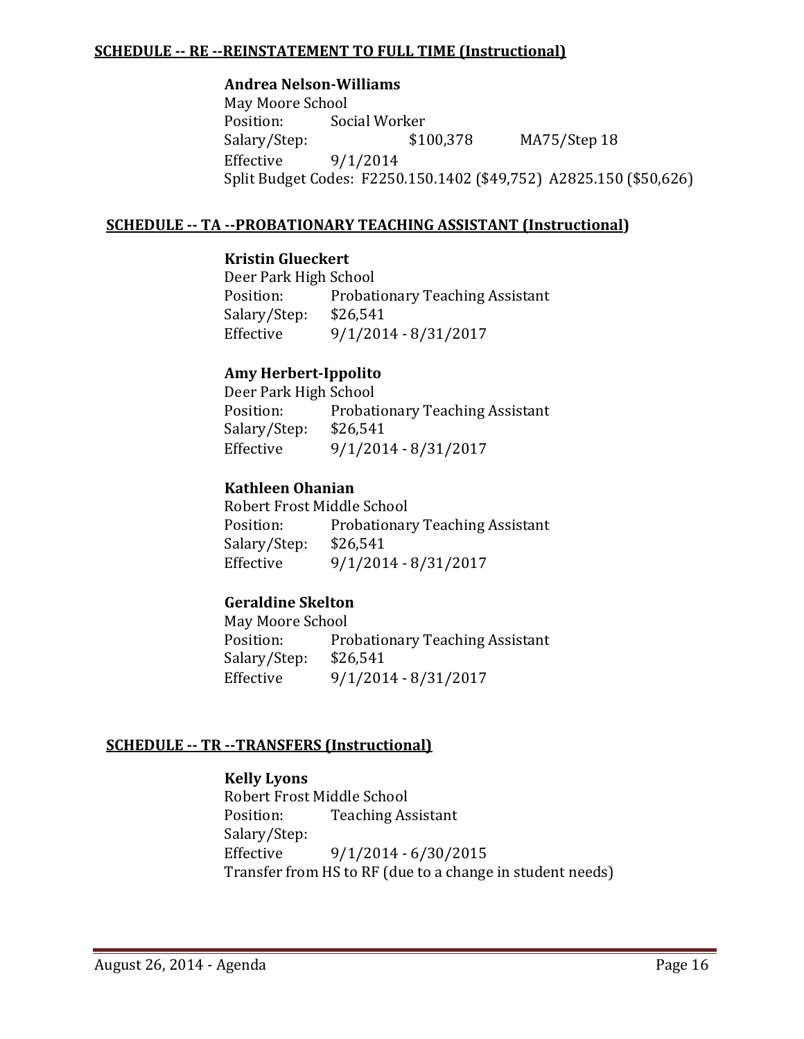**SCHEDULE -- RE --REINSTATEMENT TO FULL TIME (Instructional)**

**Andrea Nelson-Williams**
May Moore School
Position: Social Worker
Salary/Step: $100,378 MA75/Step 18
Effective 9/1/2014
Split Budget Codes: F2250.150.1402 ($49,752) A2825.150 ($50,626)

**SCHEDULE -- TA --PROBATIONARY TEACHING ASSISTANT (Instructional)**

**Kristin Glueckert**
Deer Park High School
Position: Probationary Teaching Assistant
Salary/Step: $26,541
Effective 9/1/2014 - 8/31/2017

**Amy Herbert-Ippolito**
Deer Park High School
Position: Probationary Teaching Assistant
Salary/Step: $26,541
Effective 9/1/2014 - 8/31/2017

**Kathleen Ohanian**
Robert Frost Middle School
Position: Probationary Teaching Assistant
Salary/Step: $26,541
Effective 9/1/2014 - 8/31/2017

**Geraldine Skelton**
May Moore School
Position: Probationary Teaching Assistant
Salary/Step: $26,541
Effective 9/1/2014 - 8/31/2017

**SCHEDULE -- TR --TRANSFERS (Instructional)**

**Kelly Lyons**
Robert Frost Middle School
Position: Teaching Assistant
Salary/Step:
Effective 9/1/2014 - 6/30/2015
Transfer from HS to RF (due to a change in student needs)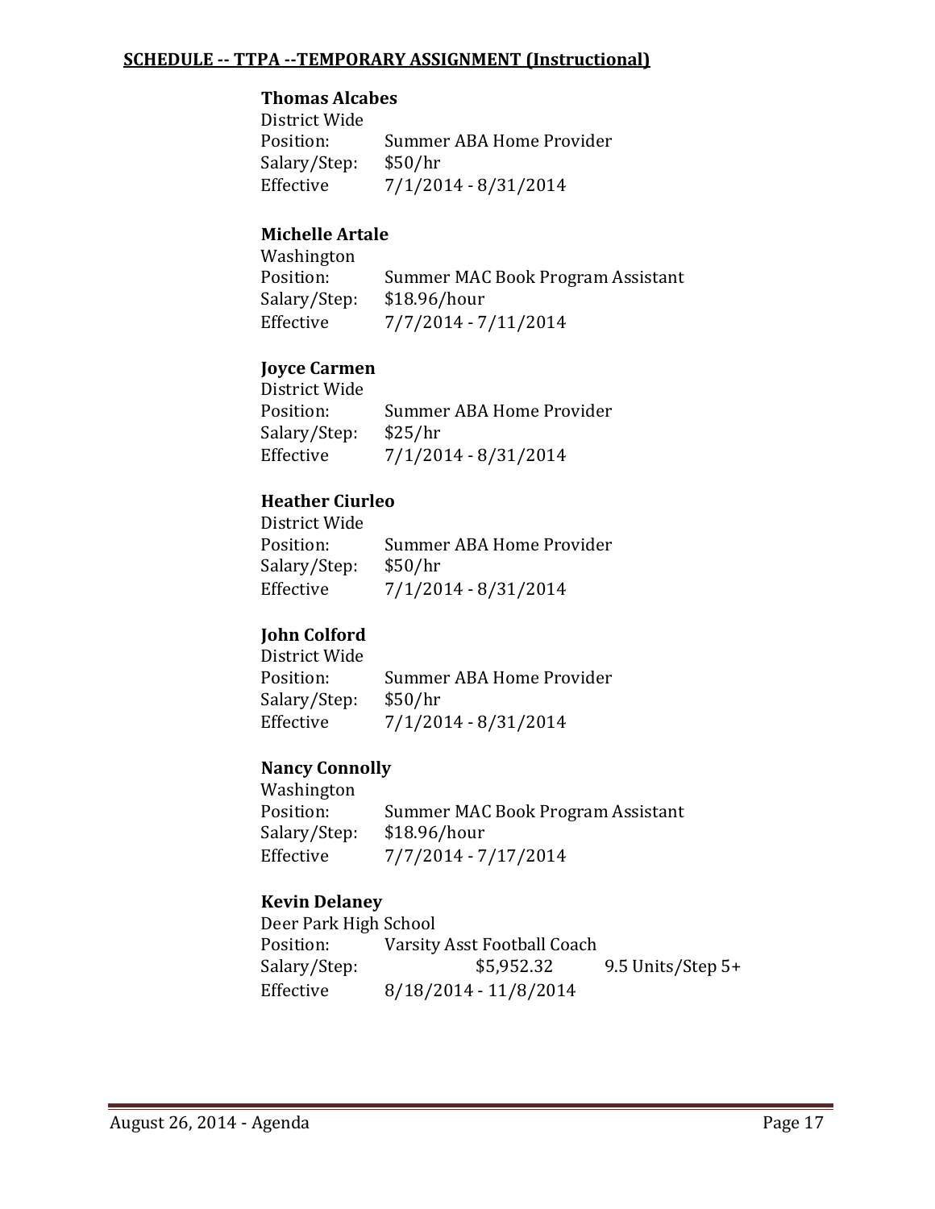**SCHEDULE -- TTPA --TEMPORARY ASSIGNMENT (Instructional)**

**Thomas Alcabes**
District Wide
Position: Summer ABA Home Provider
Salary/Step: $50/hr
Effective 7/1/2014 - 8/31/2014

**Michelle Artale**
Washington
Position: Summer MAC Book Program Assistant
Salary/Step: $18.96/hour
Effective 7/7/2014 - 7/11/2014

**Joyce Carmen**
District Wide
Position: Summer ABA Home Provider
Salary/Step: $25/hr
Effective 7/1/2014 - 8/31/2014

**Heather Ciurleo**
District Wide
Position: Summer ABA Home Provider
Salary/Step: $50/hr
Effective 7/1/2014 - 8/31/2014

**John Colford**
District Wide
Position: Summer ABA Home Provider
Salary/Step: $50/hr
Effective 7/1/2014 - 8/31/2014

**Nancy Connolly**
Washington
Position: Summer MAC Book Program Assistant
Salary/Step: $18.96/hour
Effective 7/7/2014 - 7/17/2014

**Kevin Delaney**
Deer Park High School
Position: Varsity Asst Football Coach
Salary/Step: $5,952.32 9.5 Units/Step 5+
Effective 8/18/2014 - 11/8/2014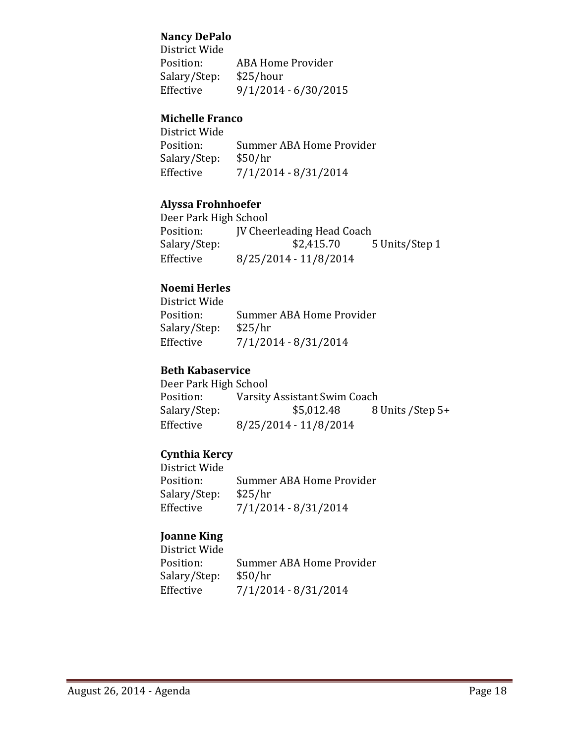**Nancy DePalo**
District Wide
Position: ABA Home Provider
Salary/Step: $25/hour
Effective 9/1/2014 - 6/30/2015

**Michelle Franco**
District Wide
Position: Summer ABA Home Provider
Salary/Step: $50/hr
Effective 7/1/2014 - 8/31/2014

**Alyssa Frohnhoefer**
Deer Park High School
Position: JV Cheerleading Head Coach
Salary/Step: $2,415.70 5 Units/Step 1
Effective 8/25/2014 - 11/8/2014

**Noemi Herles**
District Wide
Position: Summer ABA Home Provider
Salary/Step: $25/hr
Effective 7/1/2014 - 8/31/2014

**Beth Kabaservice**
Deer Park High School
Position: Varsity Assistant Swim Coach
Salary/Step: $5,012.48 8 Units /Step 5+
Effective 8/25/2014 - 11/8/2014

**Cynthia Kercy**
District Wide
Position: Summer ABA Home Provider
Salary/Step: $25/hr
Effective 7/1/2014 - 8/31/2014

**Joanne King**
District Wide
Position: Summer ABA Home Provider
Salary/Step: $50/hr
Effective 7/1/2014 - 8/31/2014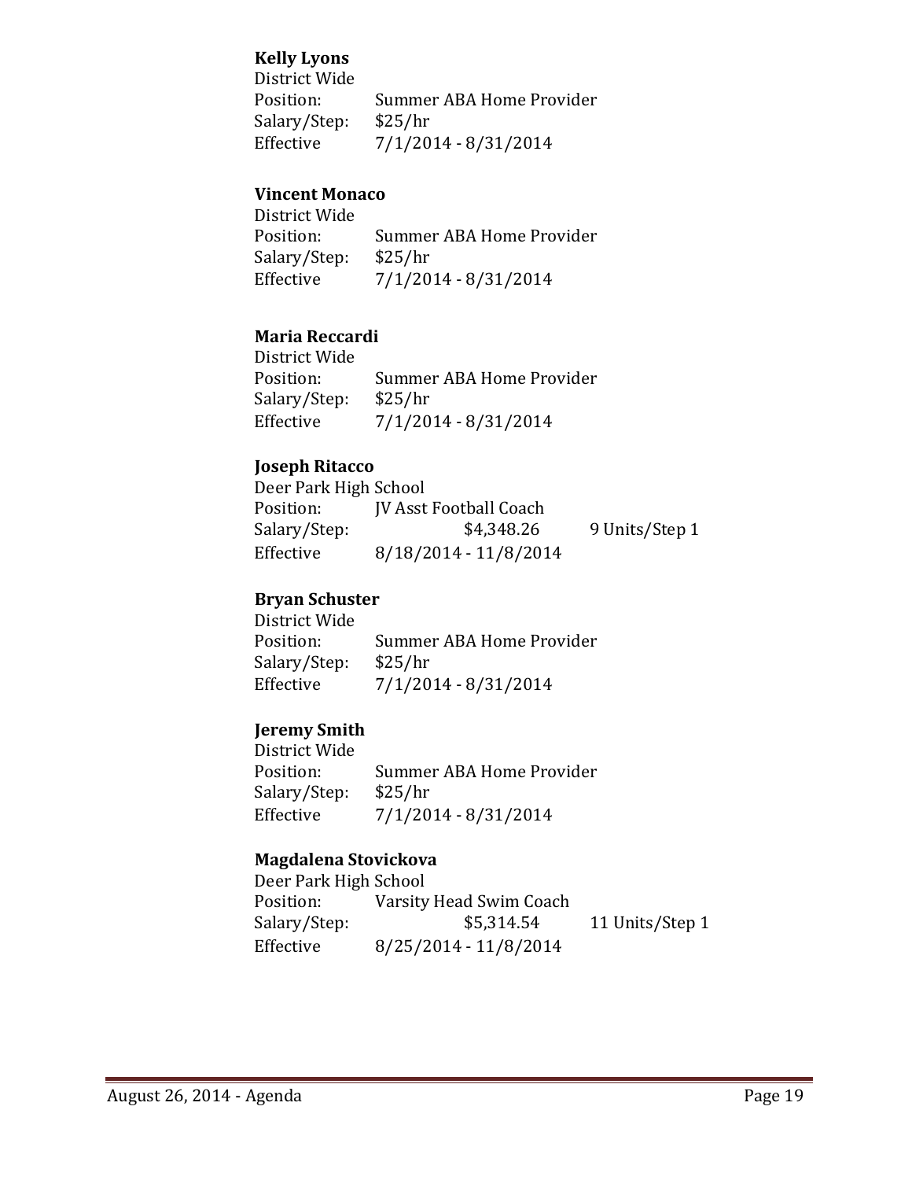**Kelly Lyons**
District Wide
Position: Summer ABA Home Provider
Salary/Step: $25/hr
Effective 7/1/2014 - 8/31/2014

**Vincent Monaco**
District Wide
Position: Summer ABA Home Provider
Salary/Step: $25/hr
Effective 7/1/2014 - 8/31/2014

**Maria Reccardi**
District Wide
Position: Summer ABA Home Provider
Salary/Step: $25/hr
Effective 7/1/2014 - 8/31/2014

**Joseph Ritacco**
Deer Park High School
Position: JV Asst Football Coach
Salary/Step: $4,348.26 9 Units/Step 1
Effective 8/18/2014 - 11/8/2014

**Bryan Schuster**
District Wide
Position: Summer ABA Home Provider
Salary/Step: $25/hr
Effective 7/1/2014 - 8/31/2014

**Jeremy Smith**
District Wide
Position: Summer ABA Home Provider
Salary/Step: $25/hr
Effective 7/1/2014 - 8/31/2014

**Magdalena Stovickova**
Deer Park High School
Position: Varsity Head Swim Coach
Salary/Step: $5,314.54 11 Units/Step 1
Effective 8/25/2014 - 11/8/2014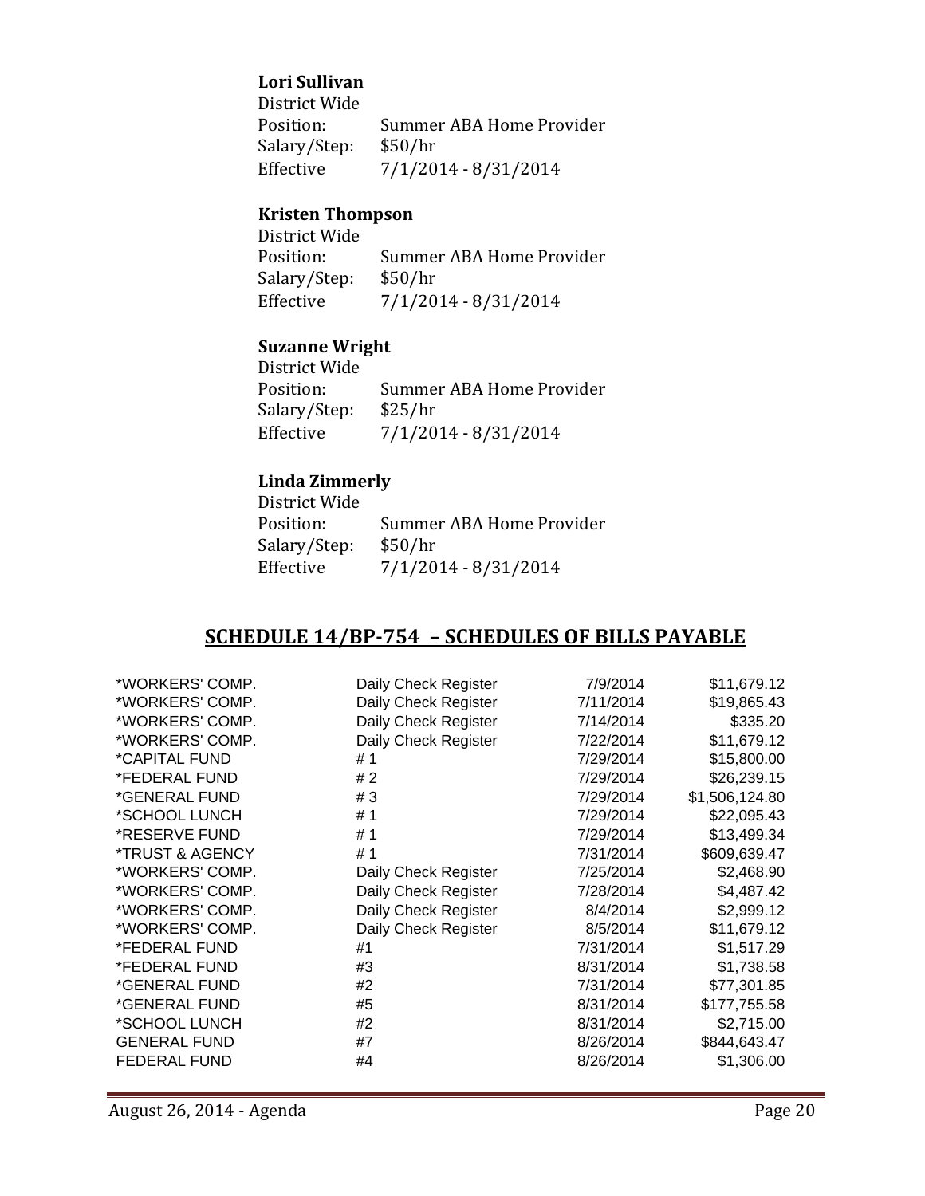**Lori Sullivan**

District Wide

Position: Summer ABA Home Provider

Salary/Step: $50/hr

Effective 7/1/2014 - 8/31/2014

**Kristen Thompson**

District Wide

Position: Summer ABA Home Provider

Salary/Step: $50/hr

Effective 7/1/2014 - 8/31/2014

**Suzanne Wright**

District Wide

Position: Summer ABA Home Provider

Salary/Step: $25/hr

Effective 7/1/2014 - 8/31/2014

**Linda Zimmerly**

District Wide

Position: Summer ABA Home Provider

Salary/Step: $50/hr

Effective 7/1/2014 - 8/31/2014

## SCHEDULE 14/BP-754 – SCHEDULES OF BILLS PAYABLE

| | | | |
|---|---|---|---|
| *WORKERS' COMP. | Daily Check Register | 7/9/2014 | $11,679.12 |
| *WORKERS' COMP. | Daily Check Register | 7/11/2014 | $19,865.43 |
| *WORKERS' COMP. | Daily Check Register | 7/14/2014 | $335.20 |
| *WORKERS' COMP. | Daily Check Register | 7/22/2014 | $11,679.12 |
| *CAPITAL FUND | # 1 | 7/29/2014 | $15,800.00 |
| *FEDERAL FUND | # 2 | 7/29/2014 | $26,239.15 |
| *GENERAL FUND | # 3 | 7/29/2014 | $1,506,124.80 |
| *SCHOOL LUNCH | # 1 | 7/29/2014 | $22,095.43 |
| *RESERVE FUND | # 1 | 7/29/2014 | $13,499.34 |
| *TRUST & AGENCY | # 1 | 7/31/2014 | $609,639.47 |
| *WORKERS' COMP. | Daily Check Register | 7/25/2014 | $2,468.90 |
| *WORKERS' COMP. | Daily Check Register | 7/28/2014 | $4,487.42 |
| *WORKERS' COMP. | Daily Check Register | 8/4/2014 | $2,999.12 |
| *WORKERS' COMP. | Daily Check Register | 8/5/2014 | $11,679.12 |
| *FEDERAL FUND | #1 | 7/31/2014 | $1,517.29 |
| *FEDERAL FUND | #3 | 8/31/2014 | $1,738.58 |
| *GENERAL FUND | #2 | 7/31/2014 | $77,301.85 |
| *GENERAL FUND | #5 | 8/31/2014 | $177,755.58 |
| *SCHOOL LUNCH | #2 | 8/31/2014 | $2,715.00 |
| GENERAL FUND | #7 | 8/26/2014 | $844,643.47 |
| FEDERAL FUND | #4 | 8/26/2014 | $1,306.00 |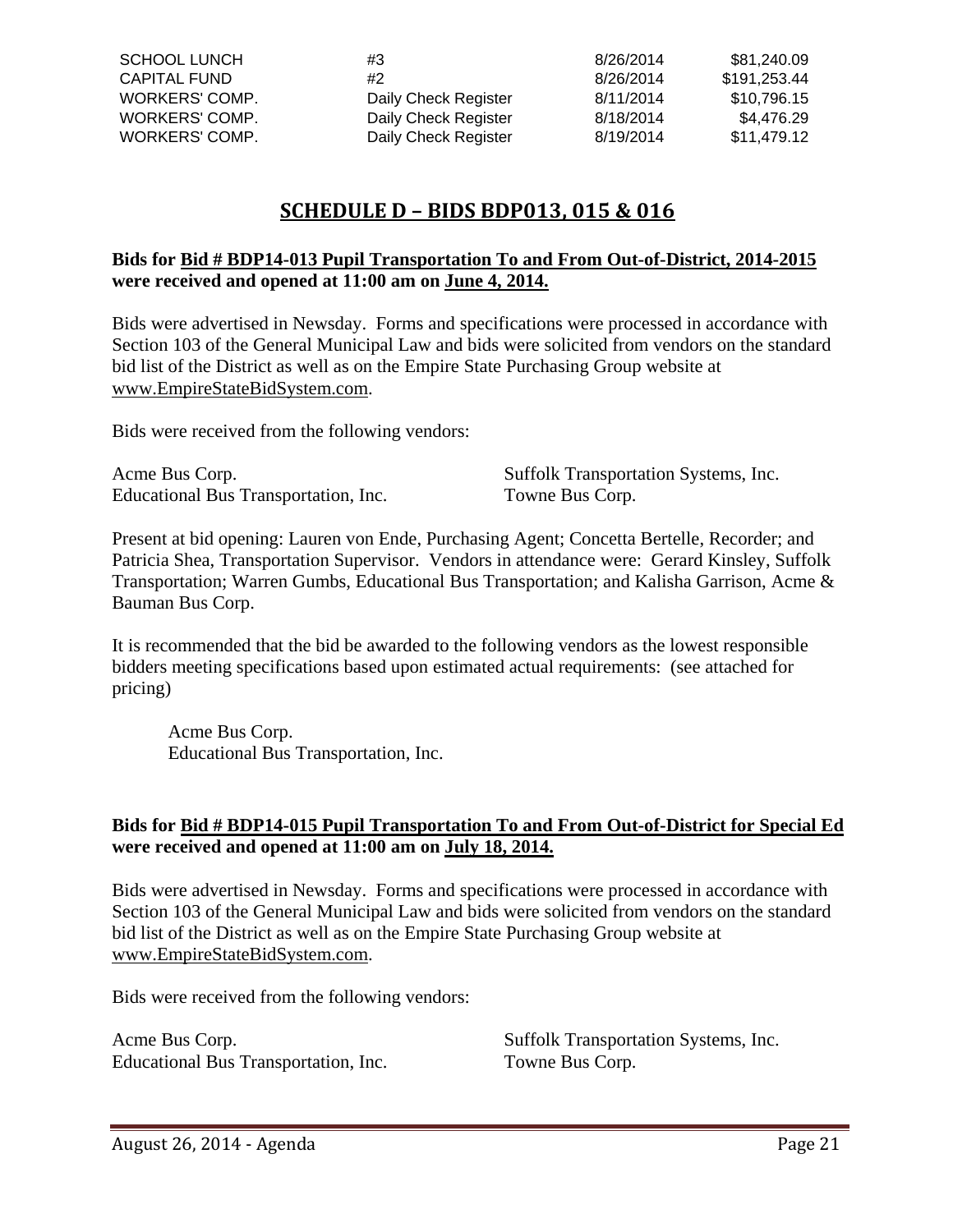| SCHOOL LUNCH | #3 | 8/26/2014 | $81,240.09 |
|---|---|---|---|
| CAPITAL FUND | #2 | 8/26/2014 | $191,253.44 |
| WORKERS' COMP. | Daily Check Register | 8/11/2014 | $10,796.15 |
| WORKERS' COMP. | Daily Check Register | 8/18/2014 | $4,476.29 |
| WORKERS' COMP. | Daily Check Register | 8/19/2014 | $11,479.12 |

## SCHEDULE D – BIDS BDP013, 015 & 016

**Bids for Bid # BDP14-013 Pupil Transportation To and From Out-of-District, 2014-2015 were received and opened at 11:00 am on June 4, 2014.**

Bids were advertised in Newsday. Forms and specifications were processed in accordance with Section 103 of the General Municipal Law and bids were solicited from vendors on the standard bid list of the District as well as on the Empire State Purchasing Group website at www.EmpireStateBidSystem.com.

Bids were received from the following vendors:

Acme Bus Corp.
Educational Bus Transportation, Inc.
Suffolk Transportation Systems, Inc.
Towne Bus Corp.

Present at bid opening: Lauren von Ende, Purchasing Agent; Concetta Bertelle, Recorder; and Patricia Shea, Transportation Supervisor. Vendors in attendance were: Gerard Kinsley, Suffolk Transportation; Warren Gumbs, Educational Bus Transportation; and Kalisha Garrison, Acme & Bauman Bus Corp.

It is recommended that the bid be awarded to the following vendors as the lowest responsible bidders meeting specifications based upon estimated actual requirements: (see attached for pricing)

Acme Bus Corp.
Educational Bus Transportation, Inc.

**Bids for Bid # BDP14-015 Pupil Transportation To and From Out-of-District for Special Ed were received and opened at 11:00 am on July 18, 2014.**

Bids were advertised in Newsday. Forms and specifications were processed in accordance with Section 103 of the General Municipal Law and bids were solicited from vendors on the standard bid list of the District as well as on the Empire State Purchasing Group website at www.EmpireStateBidSystem.com.

Bids were received from the following vendors:

Acme Bus Corp.
Educational Bus Transportation, Inc.
Suffolk Transportation Systems, Inc.
Towne Bus Corp.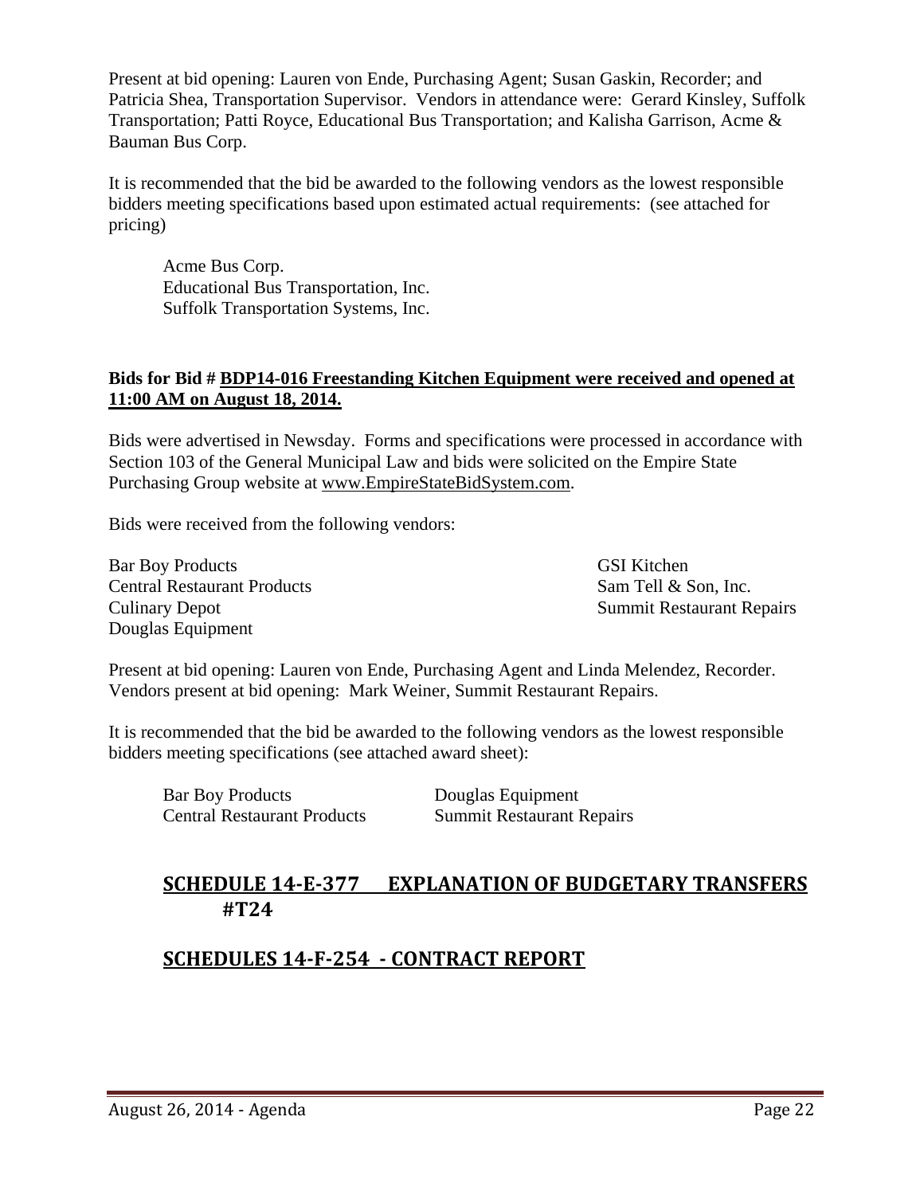Present at bid opening: Lauren von Ende, Purchasing Agent; Susan Gaskin, Recorder; and Patricia Shea, Transportation Supervisor. Vendors in attendance were: Gerard Kinsley, Suffolk Transportation; Patti Royce, Educational Bus Transportation; and Kalisha Garrison, Acme & Bauman Bus Corp.

It is recommended that the bid be awarded to the following vendors as the lowest responsible bidders meeting specifications based upon estimated actual requirements: (see attached for pricing)

Acme Bus Corp.
Educational Bus Transportation, Inc.
Suffolk Transportation Systems, Inc.

**Bids for Bid # <u>BDP14-016 Freestanding Kitchen Equipment were received and opened at 11:00 AM on August 18, 2014.</u>**

Bids were advertised in Newsday. Forms and specifications were processed in accordance with Section 103 of the General Municipal Law and bids were solicited on the Empire State Purchasing Group website at www.EmpireStateBidSystem.com.

Bids were received from the following vendors:

Bar Boy Products
Central Restaurant Products
Culinary Depot
Douglas Equipment
GSI Kitchen
Sam Tell & Son, Inc.
Summit Restaurant Repairs

Present at bid opening: Lauren von Ende, Purchasing Agent and Linda Melendez, Recorder. Vendors present at bid opening: Mark Weiner, Summit Restaurant Repairs.

It is recommended that the bid be awarded to the following vendors as the lowest responsible bidders meeting specifications (see attached award sheet):

Bar Boy Products
Central Restaurant Products
Douglas Equipment
Summit Restaurant Repairs

## SCHEDULE 14-E-377 EXPLANATION OF BUDGETARY TRANSFERS #T24

## SCHEDULES 14-F-254 - CONTRACT REPORT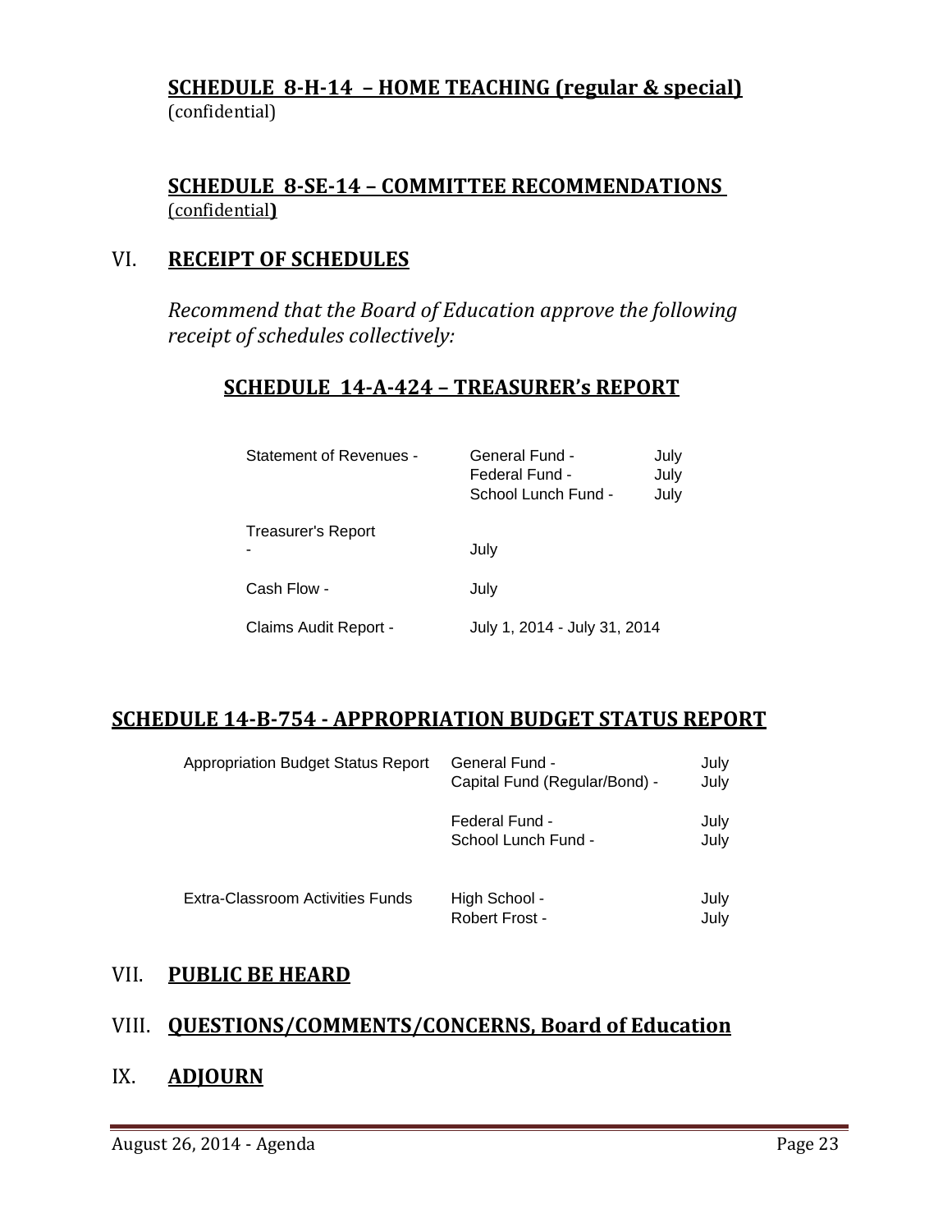**SCHEDULE 8-H-14 – HOME TEACHING (regular & special)**
(confidential)

**SCHEDULE 8-SE-14 – COMMITTEE RECOMMENDATIONS**
(confidential**)**

## VI. RECEIPT OF SCHEDULES

*Recommend that the Board of Education approve the following receipt of schedules collectively:*

### SCHEDULE 14-A-424 – TREASURER's REPORT

| | | |
|---|---|---|
| Statement of Revenues - | General Fund - | July |
| | Federal Fund - | July |
| | School Lunch Fund - | July |
| Treasurer's Report - | July | |
| Cash Flow - | July | |
| Claims Audit Report - | July 1, 2014 - July 31, 2014 | |

### SCHEDULE 14-B-754 - APPROPRIATION BUDGET STATUS REPORT

| | | |
|---|---|---|
| Appropriation Budget Status Report | General Fund - | July |
| | Capital Fund (Regular/Bond) - | July |
| | Federal Fund - | July |
| | School Lunch Fund - | July |
| Extra-Classroom Activities Funds | High School - | July |
| | Robert Frost - | July |

## VII. PUBLIC BE HEARD

## VIII. QUESTIONS/COMMENTS/CONCERNS, Board of Education

## IX. ADJOURN